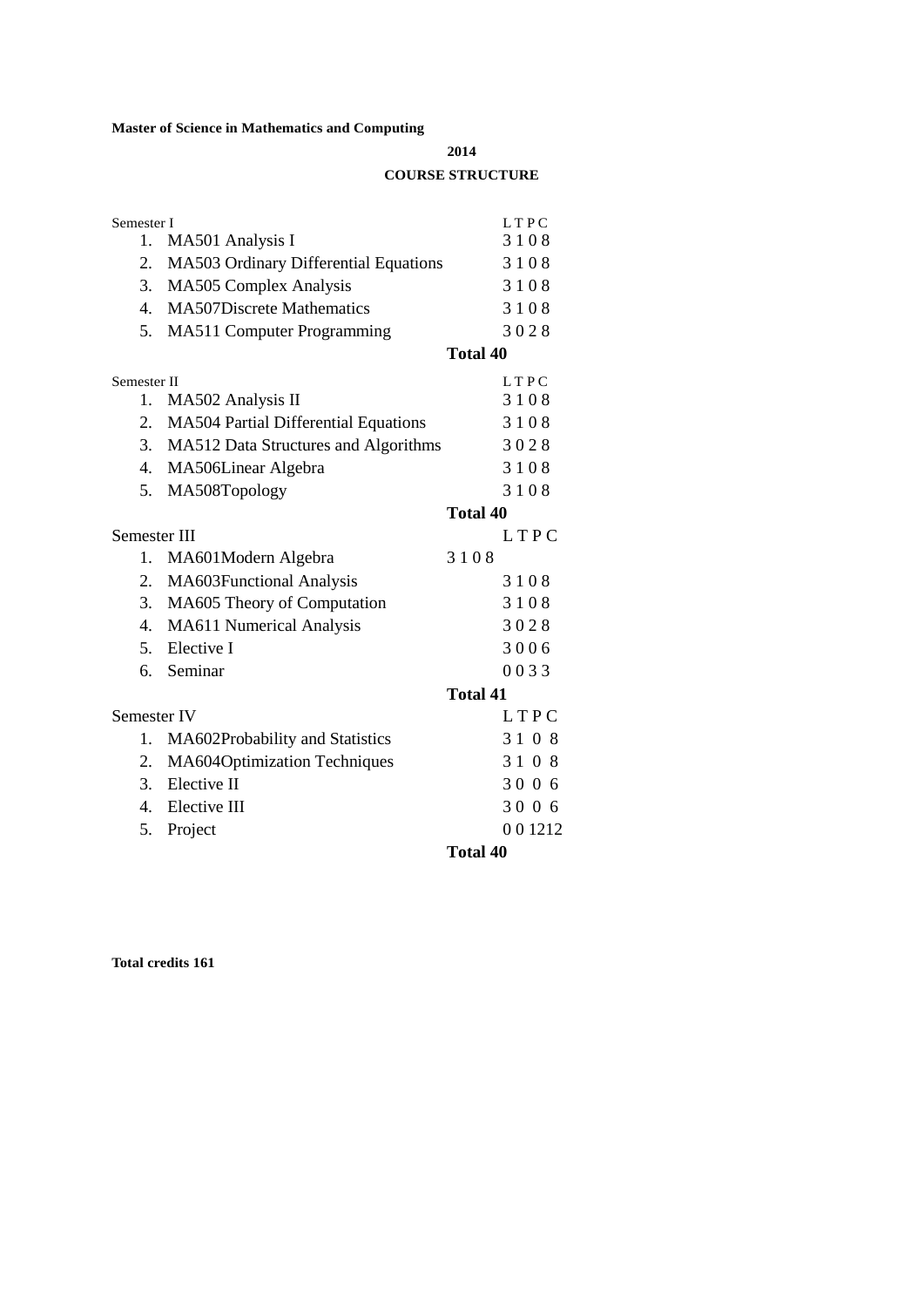**Master of Science in Mathematics and Computing**

**2014**

**COURSE STRUCTURE**

Semester I

| | Course | L T P C |
|---|---|---|
| 1. | MA501 Analysis I | 3 1 0 8 |
| 2. | MA503 Ordinary Differential Equations | 3 1 0 8 |
| 3. | MA505 Complex Analysis | 3 1 0 8 |
| 4. | MA507Discrete Mathematics | 3 1 0 8 |
| 5. | MA511 Computer Programming | 3 0 2 8 |
| | | **Total 40** |

Semester II

| | Course | L T P C |
|---|---|---|
| 1. | MA502 Analysis II | 3 1 0 8 |
| 2. | MA504 Partial Differential Equations | 3 1 0 8 |
| 3. | MA512 Data Structures and Algorithms | 3 0 2 8 |
| 4. | MA506Linear Algebra | 3 1 0 8 |
| 5. | MA508Topology | 3 1 0 8 |
| | | **Total 40** |

Semester III

| | Course | L T P C |
|---|---|---|
| 1. | MA601Modern Algebra | 3 1 0 8 |
| 2. | MA603Functional Analysis | 3 1 0 8 |
| 3. | MA605 Theory of Computation | 3 1 0 8 |
| 4. | MA611 Numerical Analysis | 3 0 2 8 |
| 5. | Elective I | 3 0 0 6 |
| 6. | Seminar | 0 0 3 3 |
| | | **Total 41** |

Semester IV

| | Course | L T P C |
|---|---|---|
| 1. | MA602Probability and Statistics | 3 1 0 8 |
| 2. | MA604Optimization Techniques | 3 1 0 8 |
| 3. | Elective II | 3 0 0 6 |
| 4. | Elective III | 3 0 0 6 |
| 5. | Project | 0 0 12 12 |
| | | **Total 40** |

**Total credits 161**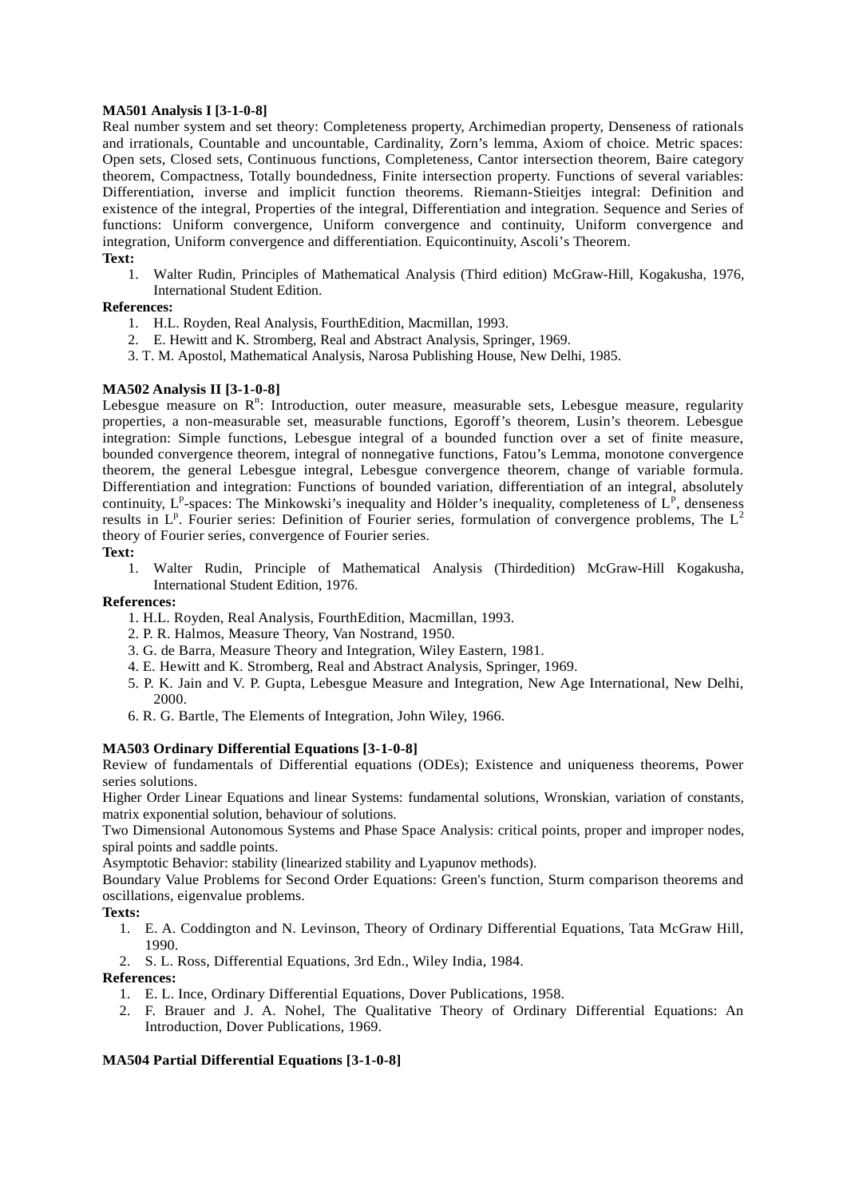**MA501 Analysis I [3-1-0-8]**

Real number system and set theory: Completeness property, Archimedian property, Denseness of rationals and irrationals, Countable and uncountable, Cardinality, Zorn's lemma, Axiom of choice. Metric spaces: Open sets, Closed sets, Continuous functions, Completeness, Cantor intersection theorem, Baire category theorem, Compactness, Totally boundedness, Finite intersection property. Functions of several variables: Differentiation, inverse and implicit function theorems. Riemann-Stieitjes integral: Definition and existence of the integral, Properties of the integral, Differentiation and integration. Sequence and Series of functions: Uniform convergence, Uniform convergence and continuity, Uniform convergence and integration, Uniform convergence and differentiation. Equicontinuity, Ascoli's Theorem.

**Text:**

1. Walter Rudin, Principles of Mathematical Analysis (Third edition) McGraw-Hill, Kogakusha, 1976, International Student Edition.

**References:**

1. H.L. Royden, Real Analysis, FourthEdition, Macmillan, 1993.
2. E. Hewitt and K. Stromberg, Real and Abstract Analysis, Springer, 1969.
3. T. M. Apostol, Mathematical Analysis, Narosa Publishing House, New Delhi, 1985.

**MA502 Analysis II [3-1-0-8]**

Lebesgue measure on $R^n$: Introduction, outer measure, measurable sets, Lebesgue measure, regularity properties, a non-measurable set, measurable functions, Egoroff's theorem, Lusin's theorem. Lebesgue integration: Simple functions, Lebesgue integral of a bounded function over a set of finite measure, bounded convergence theorem, integral of nonnegative functions, Fatou's Lemma, monotone convergence theorem, the general Lebesgue integral, Lebesgue convergence theorem, change of variable formula. Differentiation and integration: Functions of bounded variation, differentiation of an integral, absolutely continuity, $L^p$-spaces: The Minkowski's inequality and Hölder's inequality, completeness of $L^p$, denseness results in $L^p$. Fourier series: Definition of Fourier series, formulation of convergence problems, The $L^2$ theory of Fourier series, convergence of Fourier series.

**Text:**

1. Walter Rudin, Principle of Mathematical Analysis (Thirdedition) McGraw-Hill Kogakusha, International Student Edition, 1976.

**References:**

1. H.L. Royden, Real Analysis, FourthEdition, Macmillan, 1993.
2. P. R. Halmos, Measure Theory, Van Nostrand, 1950.
3. G. de Barra, Measure Theory and Integration, Wiley Eastern, 1981.
4. E. Hewitt and K. Stromberg, Real and Abstract Analysis, Springer, 1969.
5. P. K. Jain and V. P. Gupta, Lebesgue Measure and Integration, New Age International, New Delhi, 2000.
6. R. G. Bartle, The Elements of Integration, John Wiley, 1966.

**MA503 Ordinary Differential Equations [3-1-0-8]**

Review of fundamentals of Differential equations (ODEs); Existence and uniqueness theorems, Power series solutions.

Higher Order Linear Equations and linear Systems: fundamental solutions, Wronskian, variation of constants, matrix exponential solution, behaviour of solutions.

Two Dimensional Autonomous Systems and Phase Space Analysis: critical points, proper and improper nodes, spiral points and saddle points.

Asymptotic Behavior: stability (linearized stability and Lyapunov methods).

Boundary Value Problems for Second Order Equations: Green's function, Sturm comparison theorems and oscillations, eigenvalue problems.

**Texts:**

1. E. A. Coddington and N. Levinson, Theory of Ordinary Differential Equations, Tata McGraw Hill, 1990.
2. S. L. Ross, Differential Equations, 3rd Edn., Wiley India, 1984.

**References:**

1. E. L. Ince, Ordinary Differential Equations, Dover Publications, 1958.
2. F. Brauer and J. A. Nohel, The Qualitative Theory of Ordinary Differential Equations: An Introduction, Dover Publications, 1969.

**MA504 Partial Differential Equations [3-1-0-8]**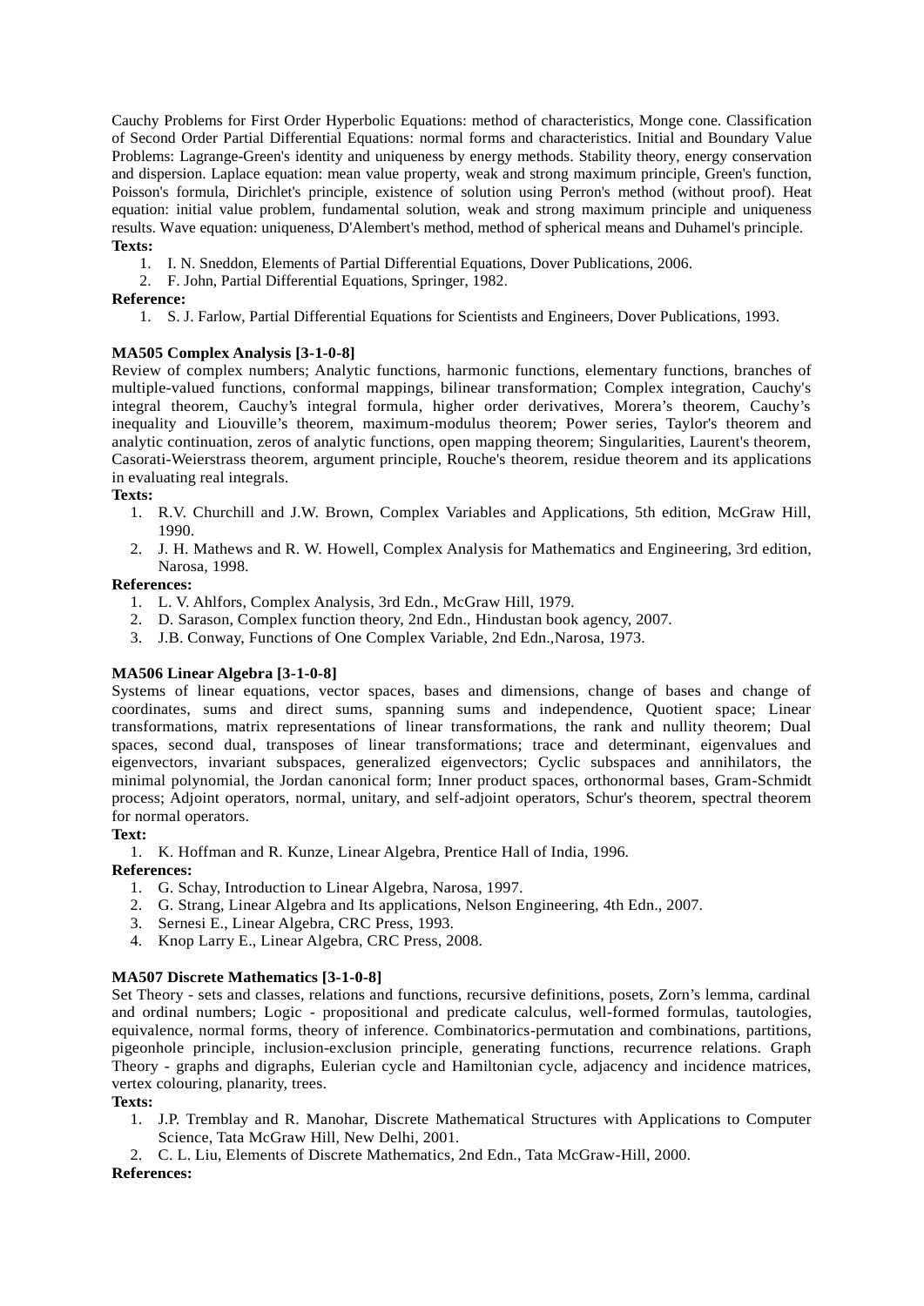Cauchy Problems for First Order Hyperbolic Equations: method of characteristics, Monge cone. Classification of Second Order Partial Differential Equations: normal forms and characteristics. Initial and Boundary Value Problems: Lagrange-Green's identity and uniqueness by energy methods. Stability theory, energy conservation and dispersion. Laplace equation: mean value property, weak and strong maximum principle, Green's function, Poisson's formula, Dirichlet's principle, existence of solution using Perron's method (without proof). Heat equation: initial value problem, fundamental solution, weak and strong maximum principle and uniqueness results. Wave equation: uniqueness, D'Alembert's method, method of spherical means and Duhamel's principle.

**Texts:**

1. I. N. Sneddon, Elements of Partial Differential Equations, Dover Publications, 2006.
2. F. John, Partial Differential Equations, Springer, 1982.

**Reference:**

1. S. J. Farlow, Partial Differential Equations for Scientists and Engineers, Dover Publications, 1993.

**MA505 Complex Analysis [3-1-0-8]**

Review of complex numbers; Analytic functions, harmonic functions, elementary functions, branches of multiple-valued functions, conformal mappings, bilinear transformation; Complex integration, Cauchy's integral theorem, Cauchy's integral formula, higher order derivatives, Morera's theorem, Cauchy's inequality and Liouville's theorem, maximum-modulus theorem; Power series, Taylor's theorem and analytic continuation, zeros of analytic functions, open mapping theorem; Singularities, Laurent's theorem, Casorati-Weierstrass theorem, argument principle, Rouche's theorem, residue theorem and its applications in evaluating real integrals.

**Texts:**

1. R.V. Churchill and J.W. Brown, Complex Variables and Applications, 5th edition, McGraw Hill, 1990.
2. J. H. Mathews and R. W. Howell, Complex Analysis for Mathematics and Engineering, 3rd edition, Narosa, 1998.

**References:**

1. L. V. Ahlfors, Complex Analysis, 3rd Edn., McGraw Hill, 1979.
2. D. Sarason, Complex function theory, 2nd Edn., Hindustan book agency, 2007.
3. J.B. Conway, Functions of One Complex Variable, 2nd Edn.,Narosa, 1973.

**MA506 Linear Algebra [3-1-0-8]**

Systems of linear equations, vector spaces, bases and dimensions, change of bases and change of coordinates, sums and direct sums, spanning sums and independence, Quotient space; Linear transformations, matrix representations of linear transformations, the rank and nullity theorem; Dual spaces, second dual, transposes of linear transformations; trace and determinant, eigenvalues and eigenvectors, invariant subspaces, generalized eigenvectors; Cyclic subspaces and annihilators, the minimal polynomial, the Jordan canonical form; Inner product spaces, orthonormal bases, Gram-Schmidt process; Adjoint operators, normal, unitary, and self-adjoint operators, Schur's theorem, spectral theorem for normal operators.

**Text:**

1. K. Hoffman and R. Kunze, Linear Algebra, Prentice Hall of India, 1996.

**References:**

1. G. Schay, Introduction to Linear Algebra, Narosa, 1997.
2. G. Strang, Linear Algebra and Its applications, Nelson Engineering, 4th Edn., 2007.
3. Sernesi E., Linear Algebra, CRC Press, 1993.
4. Knop Larry E., Linear Algebra, CRC Press, 2008.

**MA507 Discrete Mathematics [3-1-0-8]**

Set Theory - sets and classes, relations and functions, recursive definitions, posets, Zorn's lemma, cardinal and ordinal numbers; Logic - propositional and predicate calculus, well-formed formulas, tautologies, equivalence, normal forms, theory of inference. Combinatorics-permutation and combinations, partitions, pigeonhole principle, inclusion-exclusion principle, generating functions, recurrence relations. Graph Theory - graphs and digraphs, Eulerian cycle and Hamiltonian cycle, adjacency and incidence matrices, vertex colouring, planarity, trees.

**Texts:**

1. J.P. Tremblay and R. Manohar, Discrete Mathematical Structures with Applications to Computer Science, Tata McGraw Hill, New Delhi, 2001.
2. C. L. Liu, Elements of Discrete Mathematics, 2nd Edn., Tata McGraw-Hill, 2000.

**References:**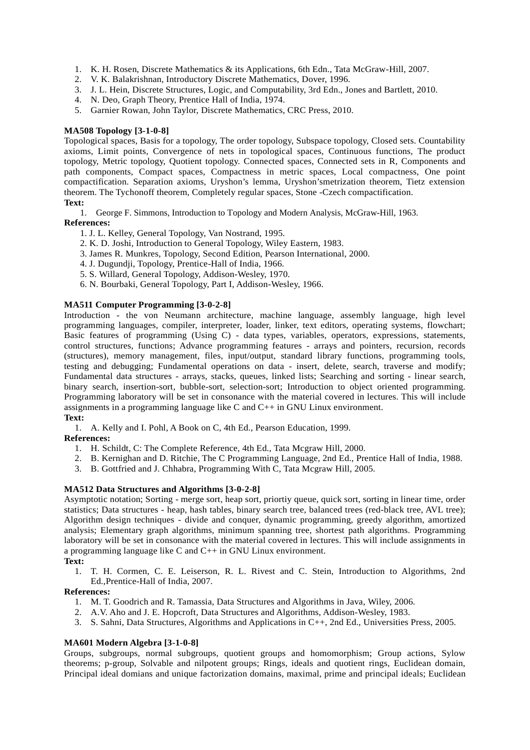1. K. H. Rosen, Discrete Mathematics & its Applications, 6th Edn., Tata McGraw-Hill, 2007.
2. V. K. Balakrishnan, Introductory Discrete Mathematics, Dover, 1996.
3. J. L. Hein, Discrete Structures, Logic, and Computability, 3rd Edn., Jones and Bartlett, 2010.
4. N. Deo, Graph Theory, Prentice Hall of India, 1974.
5. Garnier Rowan, John Taylor, Discrete Mathematics, CRC Press, 2010.

**MA508 Topology [3-1-0-8]**

Topological spaces, Basis for a topology, The order topology, Subspace topology, Closed sets. Countability axioms, Limit points, Convergence of nets in topological spaces, Continuous functions, The product topology, Metric topology, Quotient topology. Connected spaces, Connected sets in R, Components and path components, Compact spaces, Compactness in metric spaces, Local compactness, One point compactification. Separation axioms, Uryshon's lemma, Uryshon'smetrization theorem, Tietz extension theorem. The Tychonoff theorem, Completely regular spaces, Stone -Czech compactification.

**Text:**

1. George F. Simmons, Introduction to Topology and Modern Analysis, McGraw-Hill, 1963.

**References:**

1. J. L. Kelley, General Topology, Van Nostrand, 1995.
2. K. D. Joshi, Introduction to General Topology, Wiley Eastern, 1983.
3. James R. Munkres, Topology, Second Edition, Pearson International, 2000.
4. J. Dugundji, Topology, Prentice-Hall of India, 1966.
5. S. Willard, General Topology, Addison-Wesley, 1970.
6. N. Bourbaki, General Topology, Part I, Addison-Wesley, 1966.

**MA511 Computer Programming [3-0-2-8]**

Introduction - the von Neumann architecture, machine language, assembly language, high level programming languages, compiler, interpreter, loader, linker, text editors, operating systems, flowchart; Basic features of programming (Using C) - data types, variables, operators, expressions, statements, control structures, functions; Advance programming features - arrays and pointers, recursion, records (structures), memory management, files, input/output, standard library functions, programming tools, testing and debugging; Fundamental operations on data - insert, delete, search, traverse and modify; Fundamental data structures - arrays, stacks, queues, linked lists; Searching and sorting - linear search, binary search, insertion-sort, bubble-sort, selection-sort; Introduction to object oriented programming. Programming laboratory will be set in consonance with the material covered in lectures. This will include assignments in a programming language like C and C++ in GNU Linux environment.

**Text:**

1. A. Kelly and I. Pohl, A Book on C, 4th Ed., Pearson Education, 1999.

**References:**

1. H. Schildt, C: The Complete Reference, 4th Ed., Tata Mcgraw Hill, 2000.
2. B. Kernighan and D. Ritchie, The C Programming Language, 2nd Ed., Prentice Hall of India, 1988.
3. B. Gottfried and J. Chhabra, Programming With C, Tata Mcgraw Hill, 2005.

**MA512 Data Structures and Algorithms [3-0-2-8]**

Asymptotic notation; Sorting - merge sort, heap sort, priortiy queue, quick sort, sorting in linear time, order statistics; Data structures - heap, hash tables, binary search tree, balanced trees (red-black tree, AVL tree); Algorithm design techniques - divide and conquer, dynamic programming, greedy algorithm, amortized analysis; Elementary graph algorithms, minimum spanning tree, shortest path algorithms. Programming laboratory will be set in consonance with the material covered in lectures. This will include assignments in a programming language like C and C++ in GNU Linux environment.

**Text:**

1. T. H. Cormen, C. E. Leiserson, R. L. Rivest and C. Stein, Introduction to Algorithms, 2nd Ed.,Prentice-Hall of India, 2007.

**References:**

1. M. T. Goodrich and R. Tamassia, Data Structures and Algorithms in Java, Wiley, 2006.
2. A.V. Aho and J. E. Hopcroft, Data Structures and Algorithms, Addison-Wesley, 1983.
3. S. Sahni, Data Structures, Algorithms and Applications in C++, 2nd Ed., Universities Press, 2005.

**MA601 Modern Algebra [3-1-0-8]**

Groups, subgroups, normal subgroups, quotient groups and homomorphism; Group actions, Sylow theorems; p-group, Solvable and nilpotent groups; Rings, ideals and quotient rings, Euclidean domain, Principal ideal domians and unique factorization domains, maximal, prime and principal ideals; Euclidean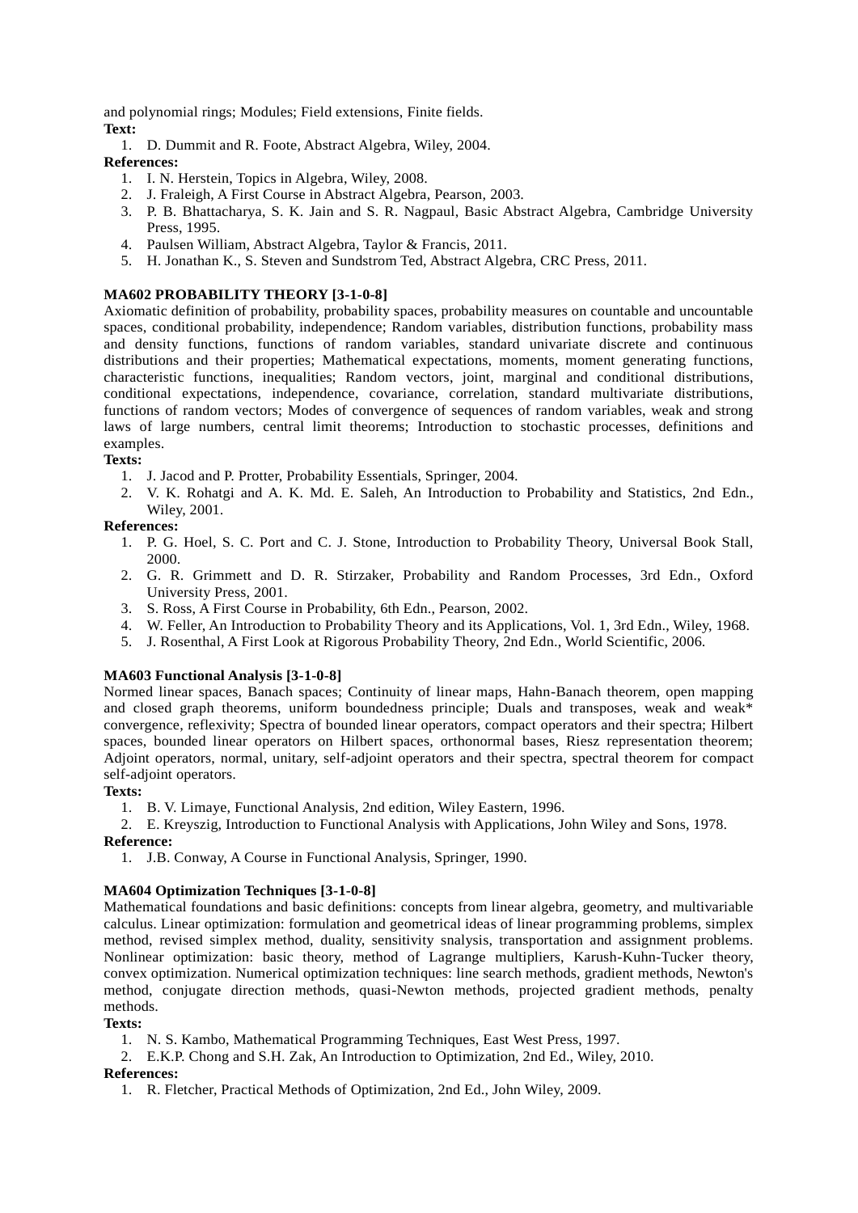and polynomial rings; Modules; Field extensions, Finite fields.

**Text:**

1. D. Dummit and R. Foote, Abstract Algebra, Wiley, 2004.

**References:**

1. I. N. Herstein, Topics in Algebra, Wiley, 2008.
2. J. Fraleigh, A First Course in Abstract Algebra, Pearson, 2003.
3. P. B. Bhattacharya, S. K. Jain and S. R. Nagpaul, Basic Abstract Algebra, Cambridge University Press, 1995.
4. Paulsen William, Abstract Algebra, Taylor & Francis, 2011.
5. H. Jonathan K., S. Steven and Sundstrom Ted, Abstract Algebra, CRC Press, 2011.

**MA602 PROBABILITY THEORY [3-1-0-8]**

Axiomatic definition of probability, probability spaces, probability measures on countable and uncountable spaces, conditional probability, independence; Random variables, distribution functions, probability mass and density functions, functions of random variables, standard univariate discrete and continuous distributions and their properties; Mathematical expectations, moments, moment generating functions, characteristic functions, inequalities; Random vectors, joint, marginal and conditional distributions, conditional expectations, independence, covariance, correlation, standard multivariate distributions, functions of random vectors; Modes of convergence of sequences of random variables, weak and strong laws of large numbers, central limit theorems; Introduction to stochastic processes, definitions and examples.

**Texts:**

1. J. Jacod and P. Protter, Probability Essentials, Springer, 2004.
2. V. K. Rohatgi and A. K. Md. E. Saleh, An Introduction to Probability and Statistics, 2nd Edn., Wiley, 2001.

**References:**

1. P. G. Hoel, S. C. Port and C. J. Stone, Introduction to Probability Theory, Universal Book Stall, 2000.
2. G. R. Grimmett and D. R. Stirzaker, Probability and Random Processes, 3rd Edn., Oxford University Press, 2001.
3. S. Ross, A First Course in Probability, 6th Edn., Pearson, 2002.
4. W. Feller, An Introduction to Probability Theory and its Applications, Vol. 1, 3rd Edn., Wiley, 1968.
5. J. Rosenthal, A First Look at Rigorous Probability Theory, 2nd Edn., World Scientific, 2006.

**MA603 Functional Analysis [3-1-0-8]**

Normed linear spaces, Banach spaces; Continuity of linear maps, Hahn-Banach theorem, open mapping and closed graph theorems, uniform boundedness principle; Duals and transposes, weak and weak* convergence, reflexivity; Spectra of bounded linear operators, compact operators and their spectra; Hilbert spaces, bounded linear operators on Hilbert spaces, orthonormal bases, Riesz representation theorem; Adjoint operators, normal, unitary, self-adjoint operators and their spectra, spectral theorem for compact self-adjoint operators.

**Texts:**

1. B. V. Limaye, Functional Analysis, 2nd edition, Wiley Eastern, 1996.
2. E. Kreyszig, Introduction to Functional Analysis with Applications, John Wiley and Sons, 1978.

**Reference:**

1. J.B. Conway, A Course in Functional Analysis, Springer, 1990.

**MA604 Optimization Techniques [3-1-0-8]**

Mathematical foundations and basic definitions: concepts from linear algebra, geometry, and multivariable calculus. Linear optimization: formulation and geometrical ideas of linear programming problems, simplex method, revised simplex method, duality, sensitivity snalysis, transportation and assignment problems. Nonlinear optimization: basic theory, method of Lagrange multipliers, Karush-Kuhn-Tucker theory, convex optimization. Numerical optimization techniques: line search methods, gradient methods, Newton's method, conjugate direction methods, quasi-Newton methods, projected gradient methods, penalty methods.

**Texts:**

1. N. S. Kambo, Mathematical Programming Techniques, East West Press, 1997.
2. E.K.P. Chong and S.H. Zak, An Introduction to Optimization, 2nd Ed., Wiley, 2010.

**References:**

1. R. Fletcher, Practical Methods of Optimization, 2nd Ed., John Wiley, 2009.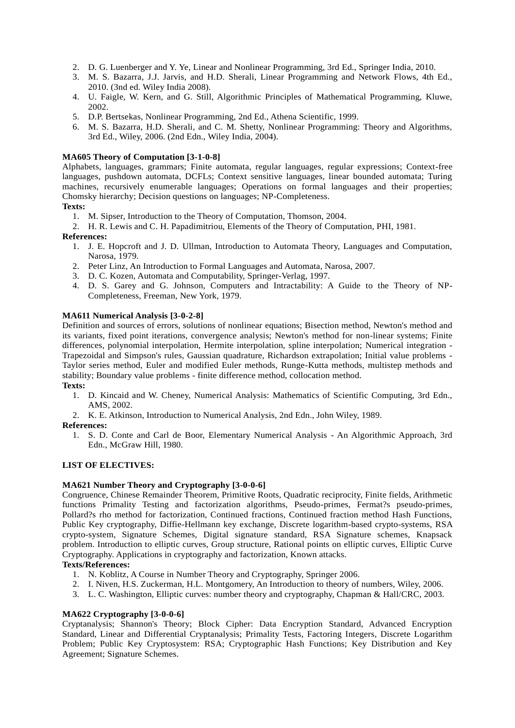2. D. G. Luenberger and Y. Ye, Linear and Nonlinear Programming, 3rd Ed., Springer India, 2010.
3. M. S. Bazarra, J.J. Jarvis, and H.D. Sherali, Linear Programming and Network Flows, 4th Ed., 2010. (3nd ed. Wiley India 2008).
4. U. Faigle, W. Kern, and G. Still, Algorithmic Principles of Mathematical Programming, Kluwe, 2002.
5. D.P. Bertsekas, Nonlinear Programming, 2nd Ed., Athena Scientific, 1999.
6. M. S. Bazarra, H.D. Sherali, and C. M. Shetty, Nonlinear Programming: Theory and Algorithms, 3rd Ed., Wiley, 2006. (2nd Edn., Wiley India, 2004).

**MA605 Theory of Computation [3-1-0-8]**

Alphabets, languages, grammars; Finite automata, regular languages, regular expressions; Context-free languages, pushdown automata, DCFLs; Context sensitive languages, linear bounded automata; Turing machines, recursively enumerable languages; Operations on formal languages and their properties; Chomsky hierarchy; Decision questions on languages; NP-Completeness.

**Texts:**

1. M. Sipser, Introduction to the Theory of Computation, Thomson, 2004.
2. H. R. Lewis and C. H. Papadimitriou, Elements of the Theory of Computation, PHI, 1981.

**References:**

1. J. E. Hopcroft and J. D. Ullman, Introduction to Automata Theory, Languages and Computation, Narosa, 1979.
2. Peter Linz, An Introduction to Formal Languages and Automata, Narosa, 2007.
3. D. C. Kozen, Automata and Computability, Springer-Verlag, 1997.
4. D. S. Garey and G. Johnson, Computers and Intractability: A Guide to the Theory of NP-Completeness, Freeman, New York, 1979.

**MA611 Numerical Analysis [3-0-2-8]**

Definition and sources of errors, solutions of nonlinear equations; Bisection method, Newton's method and its variants, fixed point iterations, convergence analysis; Newton's method for non-linear systems; Finite differences, polynomial interpolation, Hermite interpolation, spline interpolation; Numerical integration - Trapezoidal and Simpson's rules, Gaussian quadrature, Richardson extrapolation; Initial value problems - Taylor series method, Euler and modified Euler methods, Runge-Kutta methods, multistep methods and stability; Boundary value problems - finite difference method, collocation method.

**Texts:**

1. D. Kincaid and W. Cheney, Numerical Analysis: Mathematics of Scientific Computing, 3rd Edn., AMS, 2002.
2. K. E. Atkinson, Introduction to Numerical Analysis, 2nd Edn., John Wiley, 1989.

**References:**

1. S. D. Conte and Carl de Boor, Elementary Numerical Analysis - An Algorithmic Approach, 3rd Edn., McGraw Hill, 1980.

**LIST OF ELECTIVES:**

**MA621 Number Theory and Cryptography [3-0-0-6]**

Congruence, Chinese Remainder Theorem, Primitive Roots, Quadratic reciprocity, Finite fields, Arithmetic functions Primality Testing and factorization algorithms, Pseudo-primes, Fermat?s pseudo-primes, Pollard?s rho method for factorization, Continued fractions, Continued fraction method Hash Functions, Public Key cryptography, Diffie-Hellmann key exchange, Discrete logarithm-based crypto-systems, RSA crypto-system, Signature Schemes, Digital signature standard, RSA Signature schemes, Knapsack problem. Introduction to elliptic curves, Group structure, Rational points on elliptic curves, Elliptic Curve Cryptography. Applications in cryptography and factorization, Known attacks.

**Texts/References:**

1. N. Koblitz, A Course in Number Theory and Cryptography, Springer 2006.
2. I. Niven, H.S. Zuckerman, H.L. Montgomery, An Introduction to theory of numbers, Wiley, 2006.
3. L. C. Washington, Elliptic curves: number theory and cryptography, Chapman & Hall/CRC, 2003.

**MA622 Cryptography [3-0-0-6]**

Cryptanalysis; Shannon's Theory; Block Cipher: Data Encryption Standard, Advanced Encryption Standard, Linear and Differential Cryptanalysis; Primality Tests, Factoring Integers, Discrete Logarithm Problem; Public Key Cryptosystem: RSA; Cryptographic Hash Functions; Key Distribution and Key Agreement; Signature Schemes.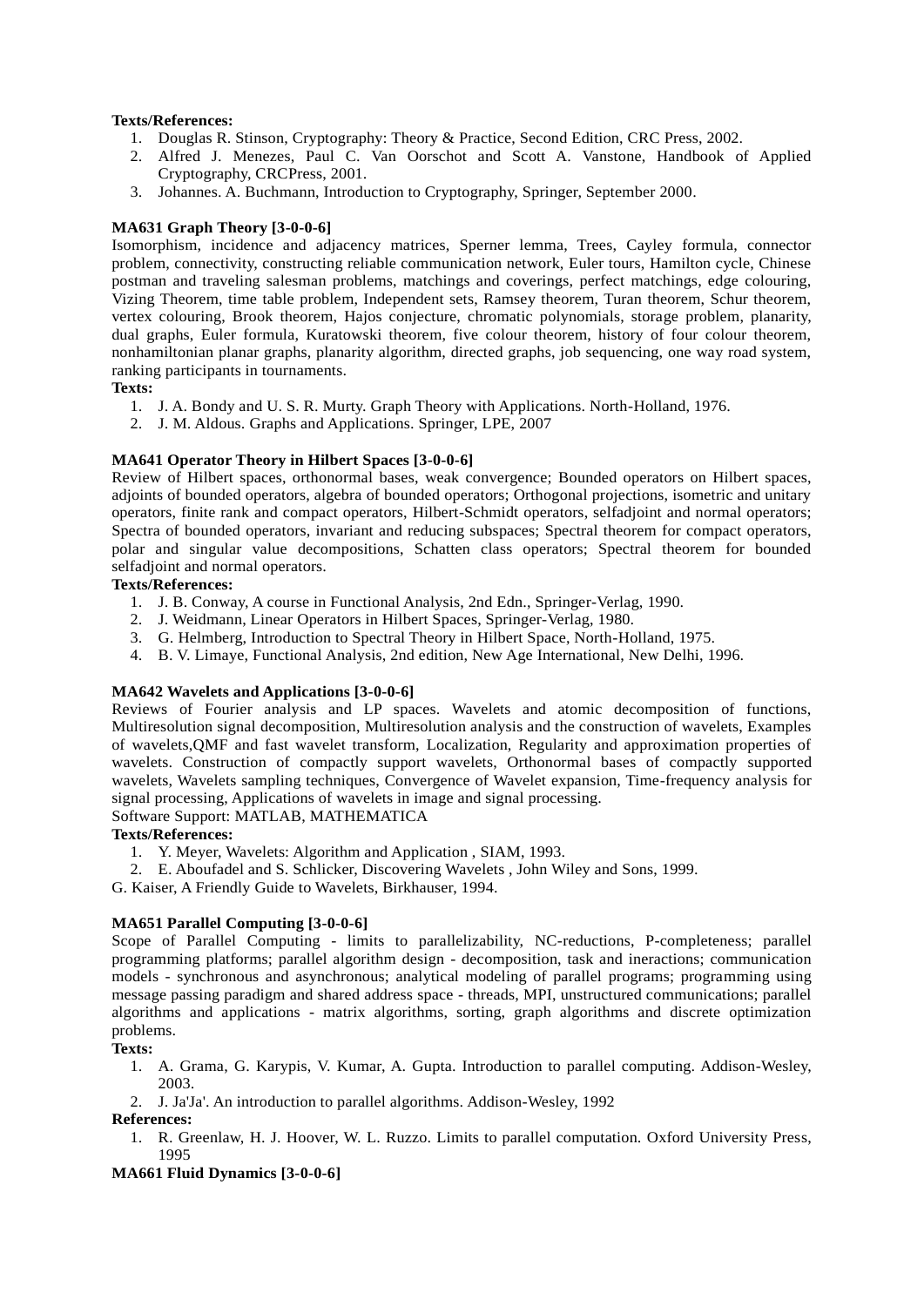**Texts/References:**

1. Douglas R. Stinson, Cryptography: Theory & Practice, Second Edition, CRC Press, 2002.
2. Alfred J. Menezes, Paul C. Van Oorschot and Scott A. Vanstone, Handbook of Applied Cryptography, CRCPress, 2001.
3. Johannes. A. Buchmann, Introduction to Cryptography, Springer, September 2000.

**MA631 Graph Theory [3-0-0-6]**

Isomorphism, incidence and adjacency matrices, Sperner lemma, Trees, Cayley formula, connector problem, connectivity, constructing reliable communication network, Euler tours, Hamilton cycle, Chinese postman and traveling salesman problems, matchings and coverings, perfect matchings, edge colouring, Vizing Theorem, time table problem, Independent sets, Ramsey theorem, Turan theorem, Schur theorem, vertex colouring, Brook theorem, Hajos conjecture, chromatic polynomials, storage problem, planarity, dual graphs, Euler formula, Kuratowski theorem, five colour theorem, history of four colour theorem, nonhamiltonian planar graphs, planarity algorithm, directed graphs, job sequencing, one way road system, ranking participants in tournaments.

**Texts:**

1. J. A. Bondy and U. S. R. Murty. Graph Theory with Applications. North-Holland, 1976.
2. J. M. Aldous. Graphs and Applications. Springer, LPE, 2007

**MA641 Operator Theory in Hilbert Spaces [3-0-0-6]**

Review of Hilbert spaces, orthonormal bases, weak convergence; Bounded operators on Hilbert spaces, adjoints of bounded operators, algebra of bounded operators; Orthogonal projections, isometric and unitary operators, finite rank and compact operators, Hilbert-Schmidt operators, selfadjoint and normal operators; Spectra of bounded operators, invariant and reducing subspaces; Spectral theorem for compact operators, polar and singular value decompositions, Schatten class operators; Spectral theorem for bounded selfadjoint and normal operators.

**Texts/References:**

1. J. B. Conway, A course in Functional Analysis, 2nd Edn., Springer-Verlag, 1990.
2. J. Weidmann, Linear Operators in Hilbert Spaces, Springer-Verlag, 1980.
3. G. Helmberg, Introduction to Spectral Theory in Hilbert Space, North-Holland, 1975.
4. B. V. Limaye, Functional Analysis, 2nd edition, New Age International, New Delhi, 1996.

**MA642 Wavelets and Applications [3-0-0-6]**

Reviews of Fourier analysis and LP spaces. Wavelets and atomic decomposition of functions, Multiresolution signal decomposition, Multiresolution analysis and the construction of wavelets, Examples of wavelets,QMF and fast wavelet transform, Localization, Regularity and approximation properties of wavelets. Construction of compactly support wavelets, Orthonormal bases of compactly supported wavelets, Wavelets sampling techniques, Convergence of Wavelet expansion, Time-frequency analysis for signal processing, Applications of wavelets in image and signal processing.

Software Support: MATLAB, MATHEMATICA

**Texts/References:**

1. Y. Meyer, Wavelets: Algorithm and Application , SIAM, 1993.
2. E. Aboufadel and S. Schlicker, Discovering Wavelets , John Wiley and Sons, 1999.

G. Kaiser, A Friendly Guide to Wavelets, Birkhauser, 1994.

**MA651 Parallel Computing [3-0-0-6]**

Scope of Parallel Computing - limits to parallelizability, NC-reductions, P-completeness; parallel programming platforms; parallel algorithm design - decomposition, task and ineractions; communication models - synchronous and asynchronous; analytical modeling of parallel programs; programming using message passing paradigm and shared address space - threads, MPI, unstructured communications; parallel algorithms and applications - matrix algorithms, sorting, graph algorithms and discrete optimization problems.

**Texts:**

1. A. Grama, G. Karypis, V. Kumar, A. Gupta. Introduction to parallel computing. Addison-Wesley, 2003.
2. J. Ja'Ja'. An introduction to parallel algorithms. Addison-Wesley, 1992

**References:**

1. R. Greenlaw, H. J. Hoover, W. L. Ruzzo. Limits to parallel computation. Oxford University Press, 1995

**MA661 Fluid Dynamics [3-0-0-6]**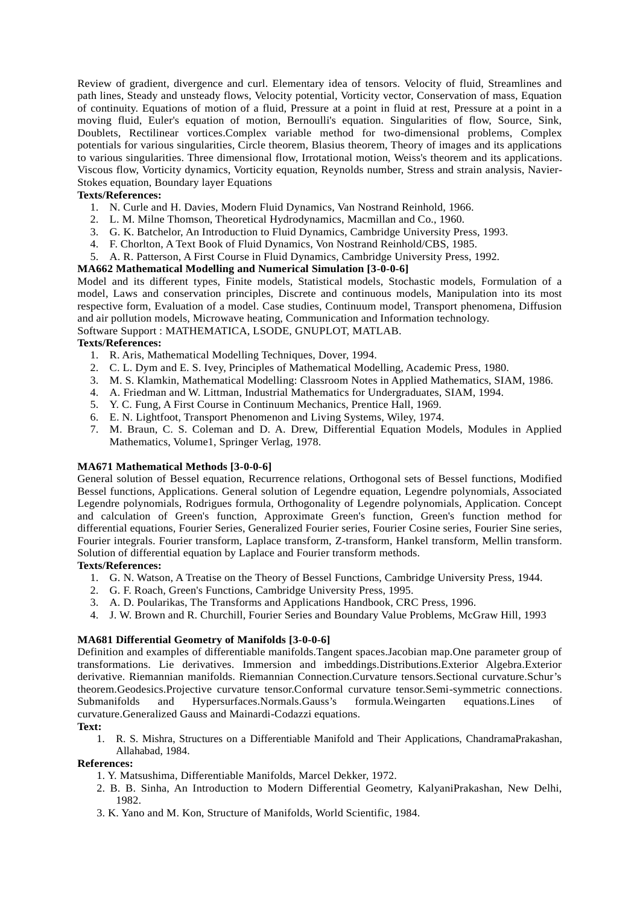Review of gradient, divergence and curl. Elementary idea of tensors. Velocity of fluid, Streamlines and path lines, Steady and unsteady flows, Velocity potential, Vorticity vector, Conservation of mass, Equation of continuity. Equations of motion of a fluid, Pressure at a point in fluid at rest, Pressure at a point in a moving fluid, Euler's equation of motion, Bernoulli's equation. Singularities of flow, Source, Sink, Doublets, Rectilinear vortices.Complex variable method for two-dimensional problems, Complex potentials for various singularities, Circle theorem, Blasius theorem, Theory of images and its applications to various singularities. Three dimensional flow, Irrotational motion, Weiss's theorem and its applications. Viscous flow, Vorticity dynamics, Vorticity equation, Reynolds number, Stress and strain analysis, Navier-Stokes equation, Boundary layer Equations

**Texts/References:**

1. N. Curle and H. Davies, Modern Fluid Dynamics, Van Nostrand Reinhold, 1966.
2. L. M. Milne Thomson, Theoretical Hydrodynamics, Macmillan and Co., 1960.
3. G. K. Batchelor, An Introduction to Fluid Dynamics, Cambridge University Press, 1993.
4. F. Chorlton, A Text Book of Fluid Dynamics, Von Nostrand Reinhold/CBS, 1985.
5. A. R. Patterson, A First Course in Fluid Dynamics, Cambridge University Press, 1992.

**MA662 Mathematical Modelling and Numerical Simulation [3-0-0-6]**

Model and its different types, Finite models, Statistical models, Stochastic models, Formulation of a model, Laws and conservation principles, Discrete and continuous models, Manipulation into its most respective form, Evaluation of a model. Case studies, Continuum model, Transport phenomena, Diffusion and air pollution models, Microwave heating, Communication and Information technology.

Software Support : MATHEMATICA, LSODE, GNUPLOT, MATLAB.

**Texts/References:**

1. R. Aris, Mathematical Modelling Techniques, Dover, 1994.
2. C. L. Dym and E. S. Ivey, Principles of Mathematical Modelling, Academic Press, 1980.
3. M. S. Klamkin, Mathematical Modelling: Classroom Notes in Applied Mathematics, SIAM, 1986.
4. A. Friedman and W. Littman, Industrial Mathematics for Undergraduates, SIAM, 1994.
5. Y. C. Fung, A First Course in Continuum Mechanics, Prentice Hall, 1969.
6. E. N. Lightfoot, Transport Phenomenon and Living Systems, Wiley, 1974.
7. M. Braun, C. S. Coleman and D. A. Drew, Differential Equation Models, Modules in Applied Mathematics, Volume1, Springer Verlag, 1978.

**MA671 Mathematical Methods [3-0-0-6]**

General solution of Bessel equation, Recurrence relations, Orthogonal sets of Bessel functions, Modified Bessel functions, Applications. General solution of Legendre equation, Legendre polynomials, Associated Legendre polynomials, Rodrigues formula, Orthogonality of Legendre polynomials, Application. Concept and calculation of Green's function, Approximate Green's function, Green's function method for differential equations, Fourier Series, Generalized Fourier series, Fourier Cosine series, Fourier Sine series, Fourier integrals. Fourier transform, Laplace transform, Z-transform, Hankel transform, Mellin transform. Solution of differential equation by Laplace and Fourier transform methods.

**Texts/References:**

1. G. N. Watson, A Treatise on the Theory of Bessel Functions, Cambridge University Press, 1944.
2. G. F. Roach, Green's Functions, Cambridge University Press, 1995.
3. A. D. Poularikas, The Transforms and Applications Handbook, CRC Press, 1996.
4. J. W. Brown and R. Churchill, Fourier Series and Boundary Value Problems, McGraw Hill, 1993

**MA681 Differential Geometry of Manifolds [3-0-0-6]**

Definition and examples of differentiable manifolds.Tangent spaces.Jacobian map.One parameter group of transformations. Lie derivatives. Immersion and imbeddings.Distributions.Exterior Algebra.Exterior derivative. Riemannian manifolds. Riemannian Connection.Curvature tensors.Sectional curvature.Schur's theorem.Geodesics.Projective curvature tensor.Conformal curvature tensor.Semi-symmetric connections. Submanifolds and Hypersurfaces.Normals.Gauss's formula.Weingarten equations.Lines of curvature.Generalized Gauss and Mainardi-Codazzi equations.

**Text:**

1. R. S. Mishra, Structures on a Differentiable Manifold and Their Applications, ChandramaPrakashan, Allahabad, 1984.

**References:**

1. Y. Matsushima, Differentiable Manifolds, Marcel Dekker, 1972.
2. B. B. Sinha, An Introduction to Modern Differential Geometry, KalyaniPrakashan, New Delhi, 1982.
3. K. Yano and M. Kon, Structure of Manifolds, World Scientific, 1984.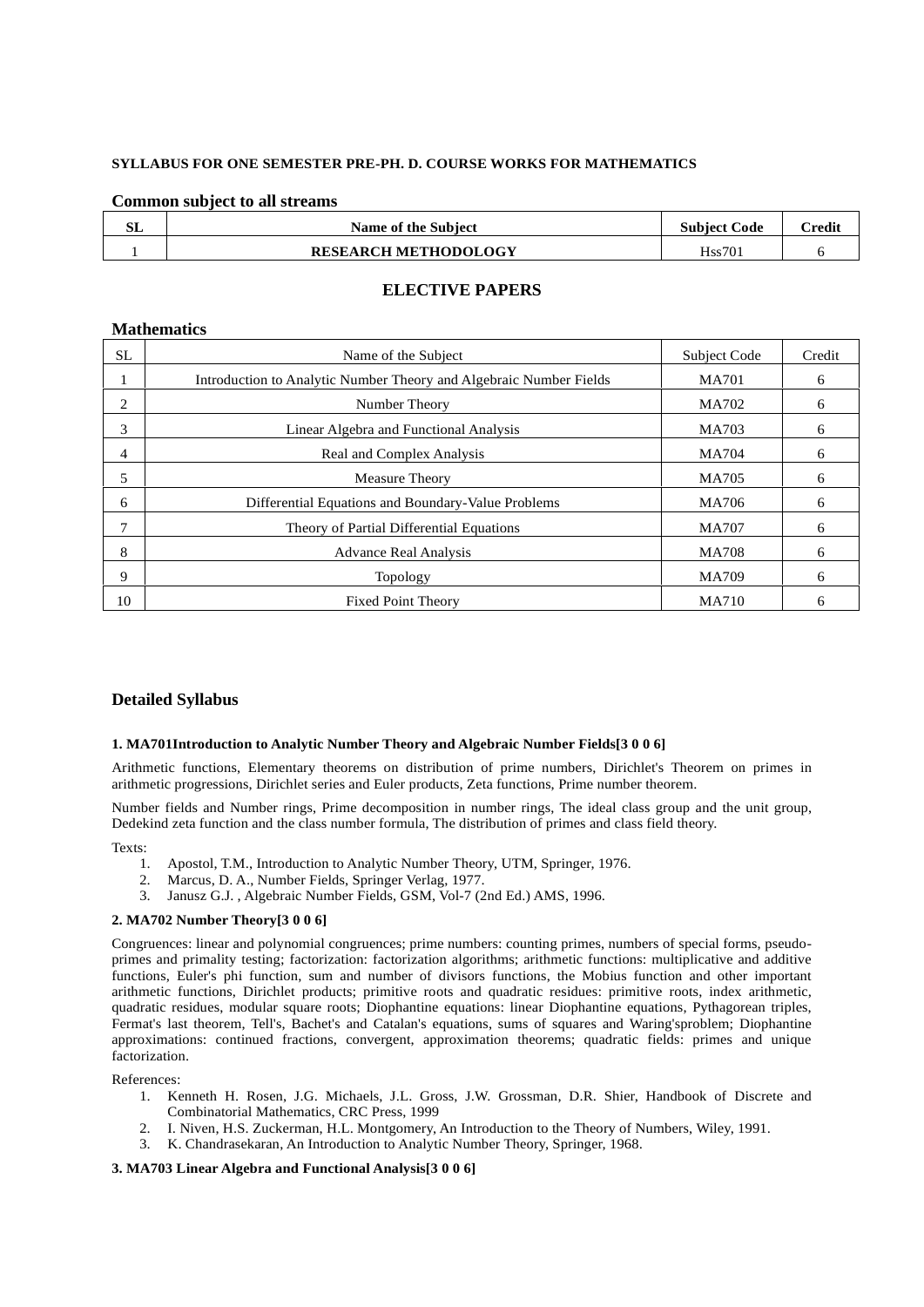**SYLLABUS FOR ONE SEMESTER PRE-PH. D. COURSE WORKS FOR MATHEMATICS**

**Common subject to all streams**

| SL | Name of the Subject | Subject Code | Credit |
|---|---|---|---|
| 1 | RESEARCH METHODOLOGY | Hss701 | 6 |

## ELECTIVE PAPERS

**Mathematics**

| SL | Name of the Subject | Subject Code | Credit |
|---|---|---|---|
| 1 | Introduction to Analytic Number Theory and Algebraic Number Fields | MA701 | 6 |
| 2 | Number Theory | MA702 | 6 |
| 3 | Linear Algebra and Functional Analysis | MA703 | 6 |
| 4 | Real and Complex Analysis | MA704 | 6 |
| 5 | Measure Theory | MA705 | 6 |
| 6 | Differential Equations and Boundary-Value Problems | MA706 | 6 |
| 7 | Theory of Partial Differential Equations | MA707 | 6 |
| 8 | Advance Real Analysis | MA708 | 6 |
| 9 | Topology | MA709 | 6 |
| 10 | Fixed Point Theory | MA710 | 6 |

## Detailed Syllabus

**1. MA701Introduction to Analytic Number Theory and Algebraic Number Fields[3 0 0 6]**

Arithmetic functions, Elementary theorems on distribution of prime numbers, Dirichlet's Theorem on primes in arithmetic progressions, Dirichlet series and Euler products, Zeta functions, Prime number theorem.

Number fields and Number rings, Prime decomposition in number rings, The ideal class group and the unit group, Dedekind zeta function and the class number formula, The distribution of primes and class field theory.

Texts:

1. Apostol, T.M., Introduction to Analytic Number Theory, UTM, Springer, 1976.
2. Marcus, D. A., Number Fields, Springer Verlag, 1977.
3. Janusz G.J. , Algebraic Number Fields, GSM, Vol-7 (2nd Ed.) AMS, 1996.

**2. MA702 Number Theory[3 0 0 6]**

Congruences: linear and polynomial congruences; prime numbers: counting primes, numbers of special forms, pseudo-primes and primality testing; factorization: factorization algorithms; arithmetic functions: multiplicative and additive functions, Euler's phi function, sum and number of divisors functions, the Mobius function and other important arithmetic functions, Dirichlet products; primitive roots and quadratic residues: primitive roots, index arithmetic, quadratic residues, modular square roots; Diophantine equations: linear Diophantine equations, Pythagorean triples, Fermat's last theorem, Tell's, Bachet's and Catalan's equations, sums of squares and Waring'sproblem; Diophantine approximations: continued fractions, convergent, approximation theorems; quadratic fields: primes and unique factorization.

References:

1. Kenneth H. Rosen, J.G. Michaels, J.L. Gross, J.W. Grossman, D.R. Shier, Handbook of Discrete and Combinatorial Mathematics, CRC Press, 1999
2. I. Niven, H.S. Zuckerman, H.L. Montgomery, An Introduction to the Theory of Numbers, Wiley, 1991.
3. K. Chandrasekaran, An Introduction to Analytic Number Theory, Springer, 1968.

**3. MA703 Linear Algebra and Functional Analysis[3 0 0 6]**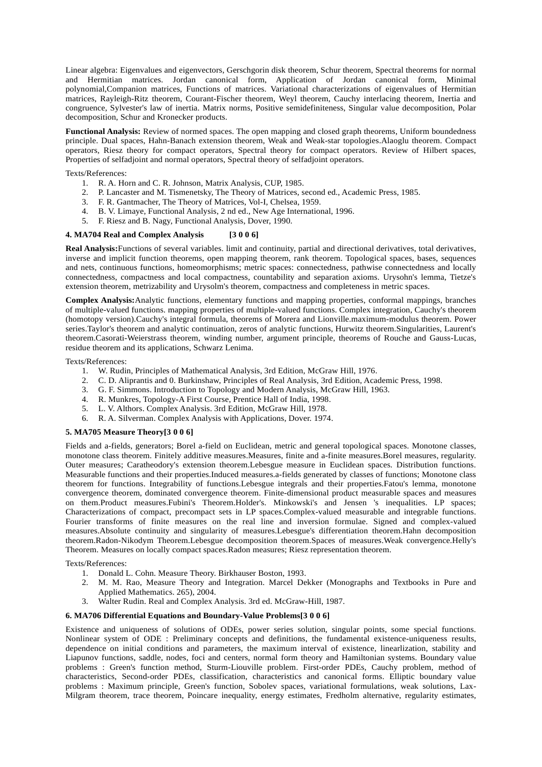Linear algebra: Eigenvalues and eigenvectors, Gerschgorin disk theorem, Schur theorem, Spectral theorems for normal and Hermitian matrices. Jordan canonical form, Application of Jordan canonical form, Minimal polynomial,Companion matrices, Functions of matrices. Variational characterizations of eigenvalues of Hermitian matrices, Rayleigh-Ritz theorem, Courant-Fischer theorem, Weyl theorem, Cauchy interlacing theorem, Inertia and congruence, Sylvester's law of inertia. Matrix norms, Positive semidefiniteness, Singular value decomposition, Polar decomposition, Schur and Kronecker products.

**Functional Analysis:** Review of normed spaces. The open mapping and closed graph theorems, Uniform boundedness principle. Dual spaces, Hahn-Banach extension theorem, Weak and Weak-star topologies.Alaoglu theorem. Compact operators, Riesz theory for compact operators, Spectral theory for compact operators. Review of Hilbert spaces, Properties of selfadjoint and normal operators, Spectral theory of selfadjoint operators.

Texts/References:

1. R. A. Horn and C. R. Johnson, Matrix Analysis, CUP, 1985.
2. P. Lancaster and M. Tismenetsky, The Theory of Matrices, second ed., Academic Press, 1985.
3. F. R. Gantmacher, The Theory of Matrices, Vol-I, Chelsea, 1959.
4. B. V. Limaye, Functional Analysis, 2 nd ed., New Age International, 1996.
5. F. Riesz and B. Nagy, Functional Analysis, Dover, 1990.

### 4. MA704 Real and Complex Analysis [3 0 0 6]

**Real Analysis:**Functions of several variables. limit and continuity, partial and directional derivatives, total derivatives, inverse and implicit function theorems, open mapping theorem, rank theorem. Topological spaces, bases, sequences and nets, continuous functions, homeomorphisms; metric spaces: connectedness, pathwise connectedness and locally connectedness, compactness and local compactness, countability and separation axioms. Urysohn's lemma, Tietze's extension theorem, metrizability and Urysolm's theorem, compactness and completeness in metric spaces.

**Complex Analysis:**Analytic functions, elementary functions and mapping properties, conformal mappings, branches of multiple-valued functions. mapping properties of multiple-valued functions. Complex integration, Cauchy's theorem (homotopy version).Cauchy's integral formula, theorems of Morera and Lionville.maximum-modulus theorem. Power series.Taylor's theorem and analytic continuation, zeros of analytic functions, Hurwitz theorem.Singularities, Laurent's theorem.Casorati-Weierstrass theorem, winding number, argument principle, theorems of Rouche and Gauss-Lucas, residue theorem and its applications, Schwarz Lenima.

Texts/References:

1. W. Rudin, Principles of Mathematical Analysis, 3rd Edition, McGraw Hill, 1976.
2. C. D. Aliprantis and 0. Burkinshaw, Principles of Real Analysis, 3rd Edition, Academic Press, 1998.
3. G. F. Simmons. Introduction to Topology and Modern Analysis, McGraw Hill, 1963.
4. R. Munkres, Topology-A First Course, Prentice Hall of India, 1998.
5. L. V. Althors. Complex Analysis. 3rd Edition, McGraw Hill, 1978.
6. R. A. Silverman. Complex Analysis with Applications, Dover. 1974.

### 5. MA705 Measure Theory[3 0 0 6]

Fields and a-fields, generators; Borel a-field on Euclidean, metric and general topological spaces. Monotone classes, monotone class theorem. Finitely additive measures.Measures, finite and a-finite measures.Borel measures, regularity. Outer measures; Caratheodory's extension theorem.Lebesgue measure in Euclidean spaces. Distribution functions. Measurable functions and their properties.Induced measures.a-fields generated by classes of functions; Monotone class theorem for functions. Integrability of functions.Lebesgue integrals and their properties.Fatou's lemma, monotone convergence theorem, dominated convergence theorem. Finite-dimensional product measurable spaces and measures on them.Product measures.Fubini's Theorem.Holder's. Minkowski's and Jensen 's inequalities. LP spaces; Characterizations of compact, precompact sets in LP spaces.Complex-valued measurable and integrable functions. Fourier transforms of finite measures on the real line and inversion formulae. Signed and complex-valued measures.Absolute continuity and singularity of measures.Lebesgue's differentiation theorem.Hahn decomposition theorem.Radon-Nikodym Theorem.Lebesgue decomposition theorem.Spaces of measures.Weak convergence.Helly's Theorem. Measures on locally compact spaces.Radon measures; Riesz representation theorem.

Texts/References:

1. Donald L. Cohn. Measure Theory. Birkhauser Boston, 1993.
2. M. M. Rao, Measure Theory and Integration. Marcel Dekker (Monographs and Textbooks in Pure and Applied Mathematics. 265), 2004.
3. Walter Rudin. Real and Complex Analysis. 3rd ed. McGraw-Hill, 1987.

### 6. MA706 Differential Equations and Boundary-Value Problems[3 0 0 6]

Existence and uniqueness of solutions of ODEs, power series solution, singular points, some special functions. Nonlinear system of ODE : Preliminary concepts and definitions, the fundamental existence-uniqueness results, dependence on initial conditions and parameters, the maximum interval of existence, linearlization, stability and Liapunov functions, saddle, nodes, foci and centers, normal form theory and Hamiltonian systems. Boundary value problems : Green's function method, Sturm-Liouville problem. First-order PDEs, Cauchy problem, method of characteristics, Second-order PDEs, classification, characteristics and canonical forms. Elliptic boundary value problems : Maximum principle, Green's function, Sobolev spaces, variational formulations, weak solutions, Lax-Milgram theorem, trace theorem, Poincare inequality, energy estimates, Fredholm alternative, regularity estimates,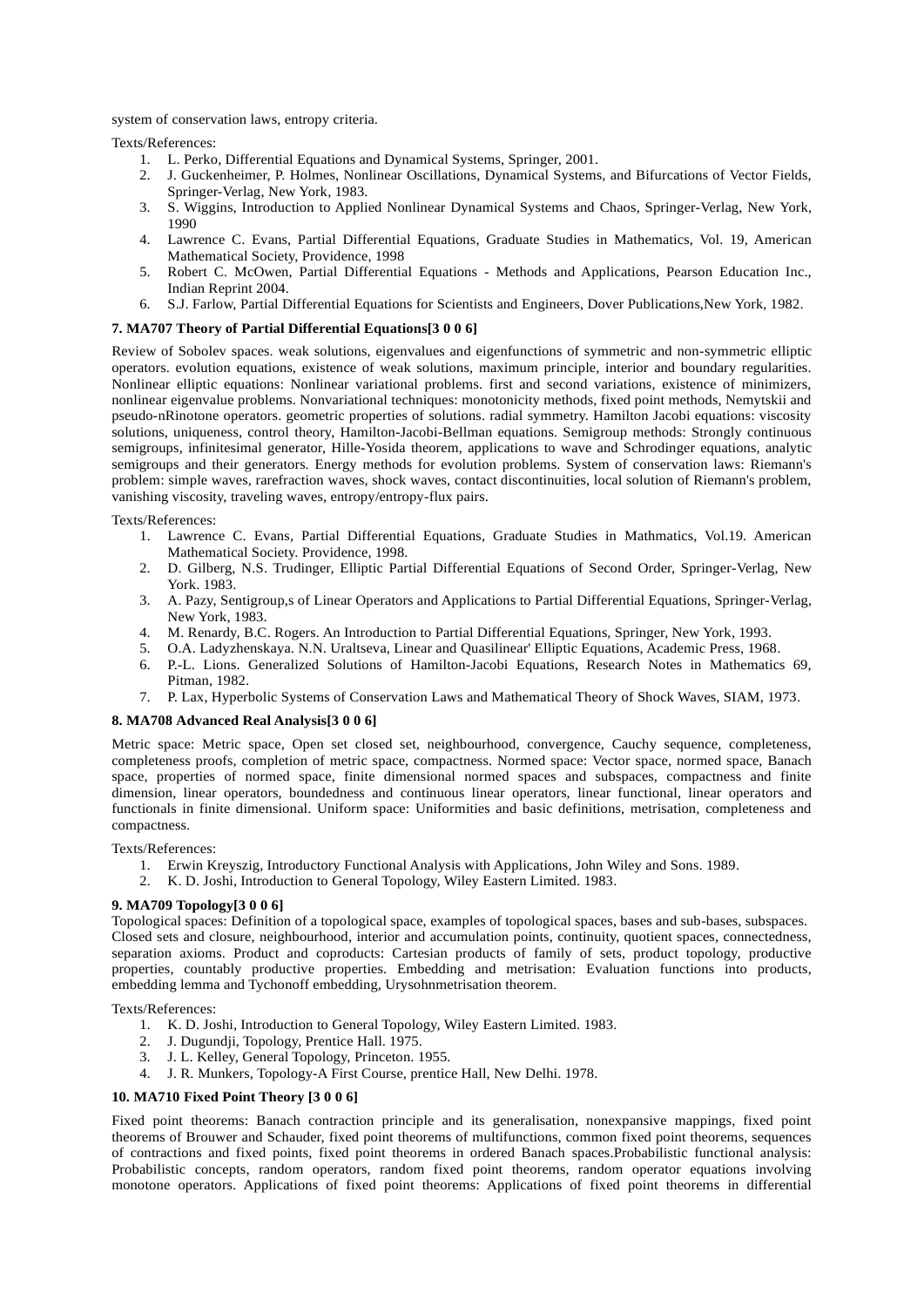system of conservation laws, entropy criteria.

Texts/References:

1. L. Perko, Differential Equations and Dynamical Systems, Springer, 2001.
2. J. Guckenheimer, P. Holmes, Nonlinear Oscillations, Dynamical Systems, and Bifurcations of Vector Fields, Springer-Verlag, New York, 1983.
3. S. Wiggins, Introduction to Applied Nonlinear Dynamical Systems and Chaos, Springer-Verlag, New York, 1990
4. Lawrence C. Evans, Partial Differential Equations, Graduate Studies in Mathematics, Vol. 19, American Mathematical Society, Providence, 1998
5. Robert C. McOwen, Partial Differential Equations - Methods and Applications, Pearson Education Inc., Indian Reprint 2004.
6. S.J. Farlow, Partial Differential Equations for Scientists and Engineers, Dover Publications,New York, 1982.

**7. MA707 Theory of Partial Differential Equations[3 0 0 6]**

Review of Sobolev spaces. weak solutions, eigenvalues and eigenfunctions of symmetric and non-symmetric elliptic operators. evolution equations, existence of weak solutions, maximum principle, interior and boundary regularities. Nonlinear elliptic equations: Nonlinear variational problems. first and second variations, existence of minimizers, nonlinear eigenvalue problems. Nonvariational techniques: monotonicity methods, fixed point methods, Nemytskii and pseudo-nRinotone operators. geometric properties of solutions. radial symmetry. Hamilton Jacobi equations: viscosity solutions, uniqueness, control theory, Hamilton-Jacobi-Bellman equations. Semigroup methods: Strongly continuous semigroups, infinitesimal generator, Hille-Yosida theorem, applications to wave and Schrodinger equations, analytic semigroups and their generators. Energy methods for evolution problems. System of conservation laws: Riemann's problem: simple waves, rarefraction waves, shock waves, contact discontinuities, local solution of Riemann's problem, vanishing viscosity, traveling waves, entropy/entropy-flux pairs.

Texts/References:

1. Lawrence C. Evans, Partial Differential Equations, Graduate Studies in Mathmatics, Vol.19. American Mathematical Society. Providence, 1998.
2. D. Gilberg, N.S. Trudinger, Elliptic Partial Differential Equations of Second Order, Springer-Verlag, New York. 1983.
3. A. Pazy, Sentigroup,s of Linear Operators and Applications to Partial Differential Equations, Springer-Verlag, New York, 1983.
4. M. Renardy, B.C. Rogers. An Introduction to Partial Differential Equations, Springer, New York, 1993.
5. O.A. Ladyzhenskaya. N.N. Uraltseva, Linear and Quasilinear' Elliptic Equations, Academic Press, 1968.
6. P.-L. Lions. Generalized Solutions of Hamilton-Jacobi Equations, Research Notes in Mathematics 69, Pitman, 1982.
7. P. Lax, Hyperbolic Systems of Conservation Laws and Mathematical Theory of Shock Waves, SIAM, 1973.

**8. MA708 Advanced Real Analysis[3 0 0 6]**

Metric space: Metric space, Open set closed set, neighbourhood, convergence, Cauchy sequence, completeness, completeness proofs, completion of metric space, compactness. Normed space: Vector space, normed space, Banach space, properties of normed space, finite dimensional normed spaces and subspaces, compactness and finite dimension, linear operators, boundedness and continuous linear operators, linear functional, linear operators and functionals in finite dimensional. Uniform space: Uniformities and basic definitions, metrisation, completeness and compactness.

Texts/References:

1. Erwin Kreyszig, Introductory Functional Analysis with Applications, John Wiley and Sons. 1989.
2. K. D. Joshi, Introduction to General Topology, Wiley Eastern Limited. 1983.

**9. MA709 Topology[3 0 0 6]**

Topological spaces: Definition of a topological space, examples of topological spaces, bases and sub-bases, subspaces. Closed sets and closure, neighbourhood, interior and accumulation points, continuity, quotient spaces, connectedness, separation axioms. Product and coproducts: Cartesian products of family of sets, product topology, productive properties, countably productive properties. Embedding and metrisation: Evaluation functions into products, embedding lemma and Tychonoff embedding, Urysohnmetrisation theorem.

Texts/References:

1. K. D. Joshi, Introduction to General Topology, Wiley Eastern Limited. 1983.
2. J. Dugundji, Topology, Prentice Hall. 1975.
3. J. L. Kelley, General Topology, Princeton. 1955.
4. J. R. Munkers, Topology-A First Course, prentice Hall, New Delhi. 1978.

**10. MA710 Fixed Point Theory [3 0 0 6]**

Fixed point theorems: Banach contraction principle and its generalisation, nonexpansive mappings, fixed point theorems of Brouwer and Schauder, fixed point theorems of multifunctions, common fixed point theorems, sequences of contractions and fixed points, fixed point theorems in ordered Banach spaces.Probabilistic functional analysis: Probabilistic concepts, random operators, random fixed point theorems, random operator equations involving monotone operators. Applications of fixed point theorems: Applications of fixed point theorems in differential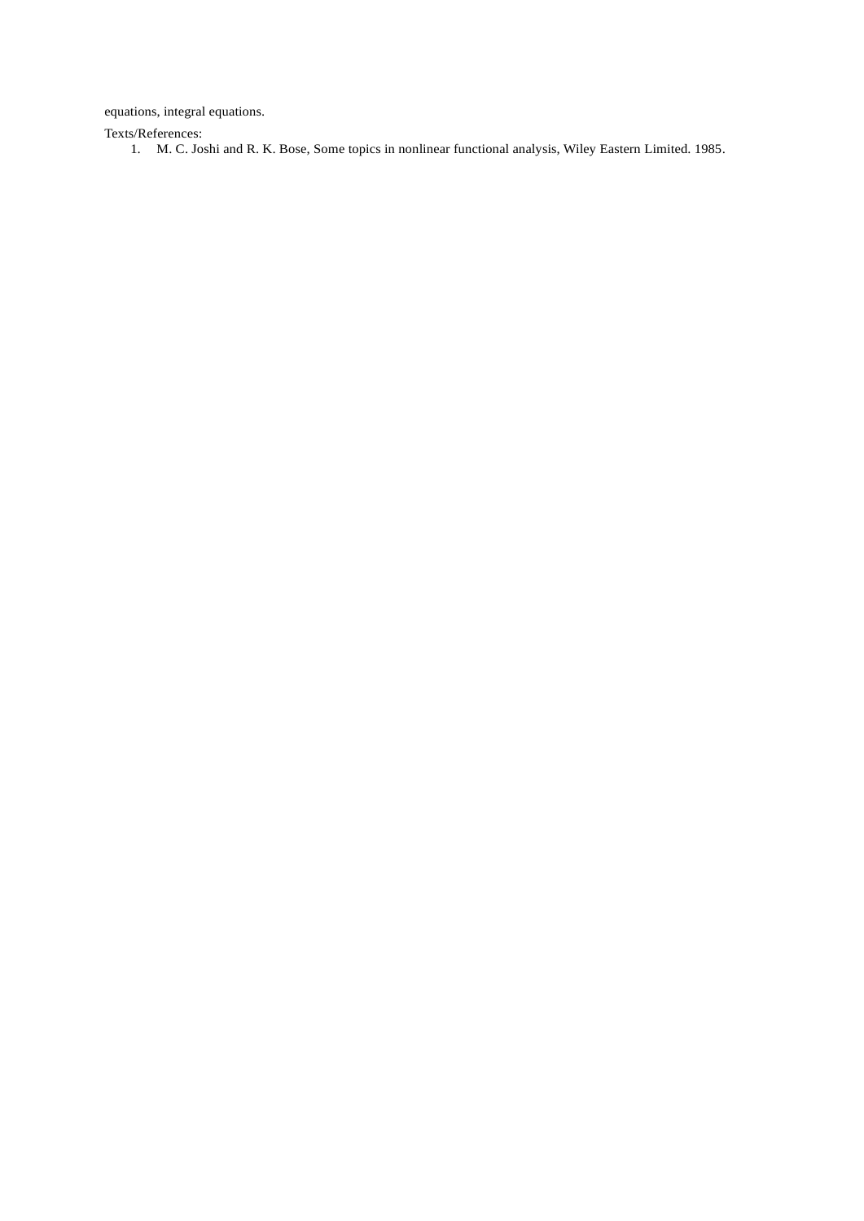equations, integral equations.

Texts/References:

1. M. C. Joshi and R. K. Bose, Some topics in nonlinear functional analysis, Wiley Eastern Limited. 1985.